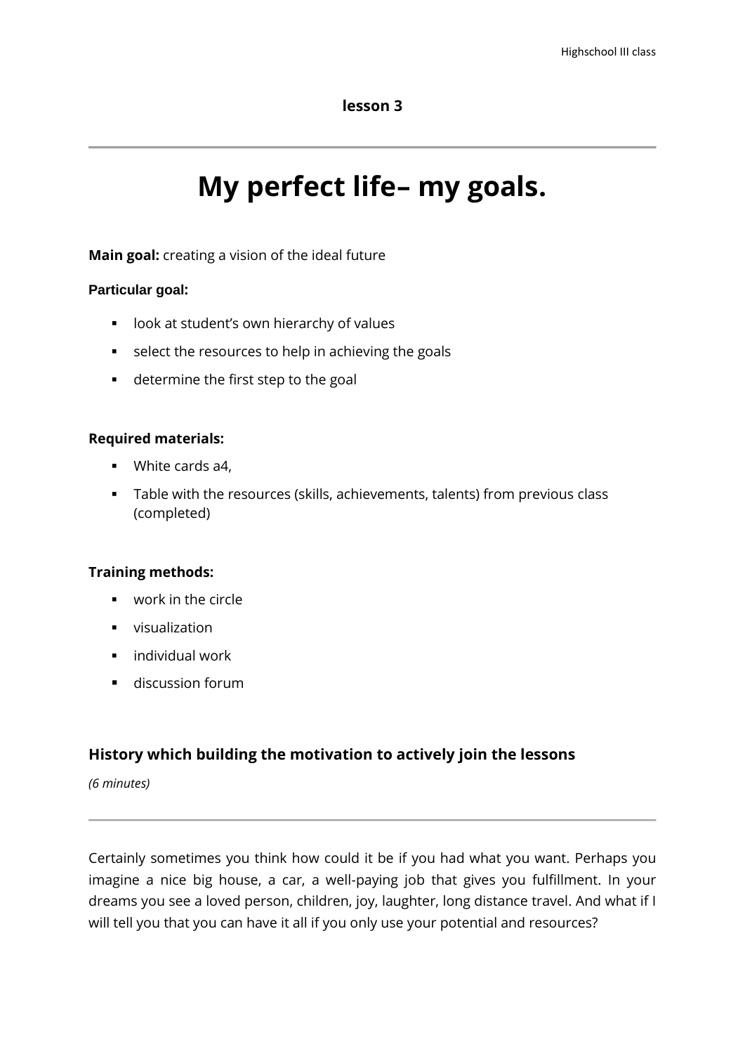**lesson 3**

# My perfect life– my goals.

**Main goal:** creating a vision of the ideal future

**Particular goal:**

- look at student's own hierarchy of values
- select the resources to help in achieving the goals
- determine the first step to the goal

**Required materials:**

- White cards a4,
- Table with the resources (skills, achievements, talents) from previous class (completed)

**Training methods:**

- work in the circle
- visualization
- individual work
- discussion forum

## History which building the motivation to actively join the lessons

*(6 minutes)*

Certainly sometimes you think how could it be if you had what you want. Perhaps you imagine a nice big house, a car, a well-paying job that gives you fulfillment. In your dreams you see a loved person, children, joy, laughter, long distance travel. And what if I will tell you that you can have it all if you only use your potential and resources?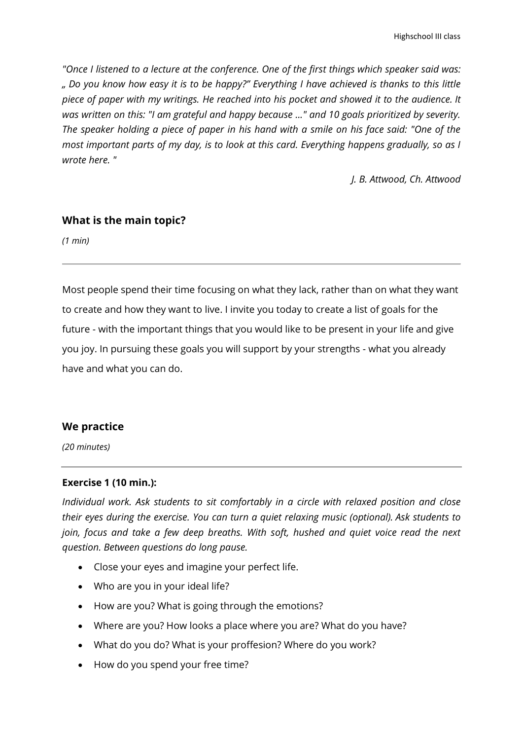*"Once I listened to a lecture at the conference. One of the first things which speaker said was: „ Do you know how easy it is to be happy?" Everything I have achieved is thanks to this little piece of paper with my writings. He reached into his pocket and showed it to the audience. It was written on this: "I am grateful and happy because ..." and 10 goals prioritized by severity. The speaker holding a piece of paper in his hand with a smile on his face said: "One of the most important parts of my day, is to look at this card. Everything happens gradually, so as I wrote here. "*

*J. B. Attwood, Ch. Attwood*

## What is the main topic?

*(1 min)*

---

Most people spend their time focusing on what they lack, rather than on what they want to create and how they want to live. I invite you today to create a list of goals for the future - with the important things that you would like to be present in your life and give you joy. In pursuing these goals you will support by your strengths - what you already have and what you can do.

## We practice

*(20 minutes)*

---

### Exercise 1 (10 min.):

*Individual work. Ask students to sit comfortably in a circle with relaxed position and close their eyes during the exercise. You can turn a quiet relaxing music (optional). Ask students to join, focus and take a few deep breaths. With soft, hushed and quiet voice read the next question. Between questions do long pause.*

- Close your eyes and imagine your perfect life.
- Who are you in your ideal life?
- How are you? What is going through the emotions?
- Where are you? How looks a place where you are? What do you have?
- What do you do? What is your proffesion? Where do you work?
- How do you spend your free time?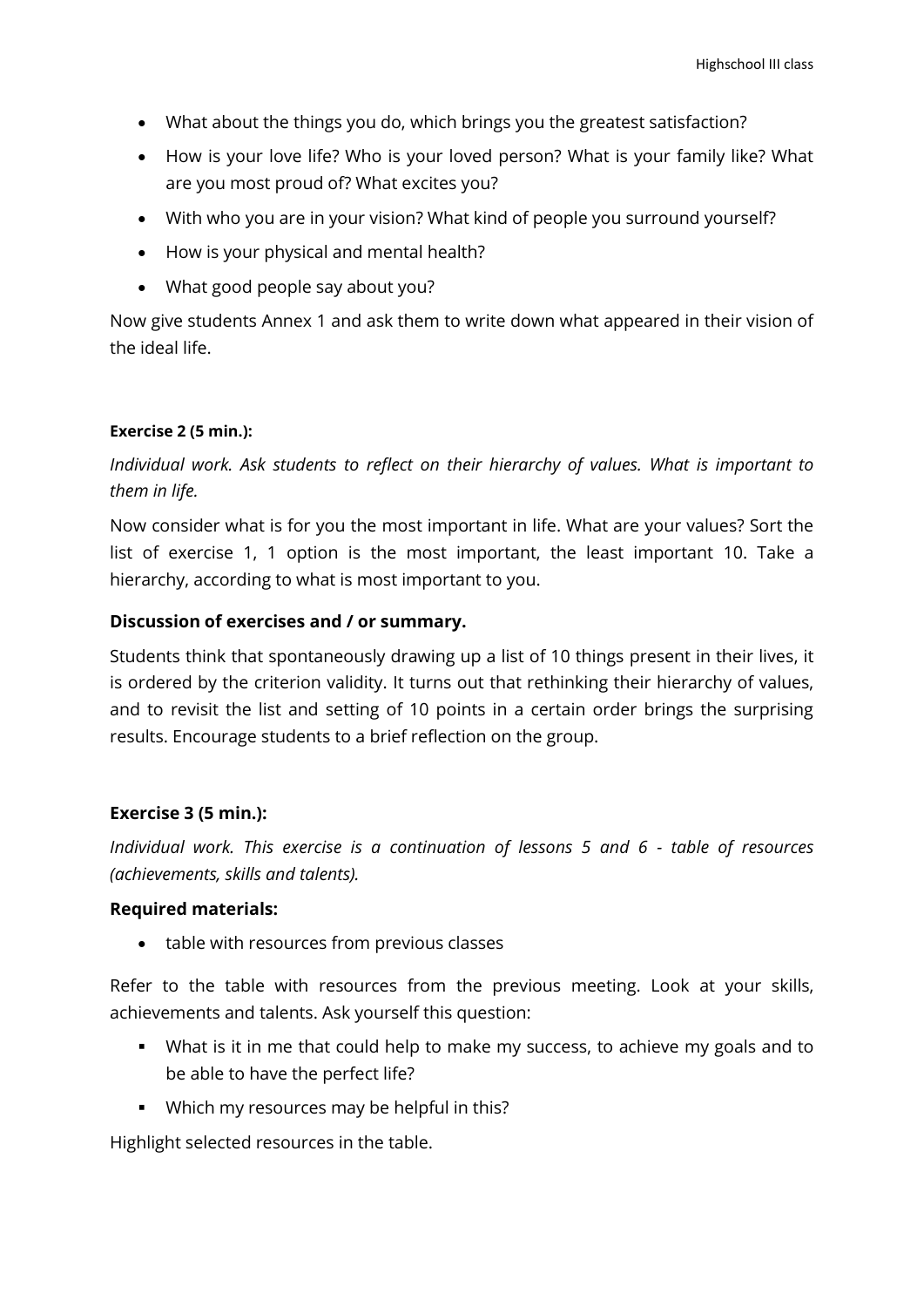- What about the things you do, which brings you the greatest satisfaction?
- How is your love life? Who is your loved person? What is your family like? What are you most proud of? What excites you?
- With who you are in your vision? What kind of people you surround yourself?
- How is your physical and mental health?
- What good people say about you?

Now give students Annex 1 and ask them to write down what appeared in their vision of the ideal life.

**Exercise 2 (5 min.):**

*Individual work. Ask students to reflect on their hierarchy of values. What is important to them in life.*

Now consider what is for you the most important in life. What are your values? Sort the list of exercise 1, 1 option is the most important, the least important 10. Take a hierarchy, according to what is most important to you.

**Discussion of exercises and / or summary.**

Students think that spontaneously drawing up a list of 10 things present in their lives, it is ordered by the criterion validity. It turns out that rethinking their hierarchy of values, and to revisit the list and setting of 10 points in a certain order brings the surprising results. Encourage students to a brief reflection on the group.

**Exercise 3 (5 min.):**

*Individual work. This exercise is a continuation of lessons 5 and 6 - table of resources (achievements, skills and talents).*

**Required materials:**

- table with resources from previous classes

Refer to the table with resources from the previous meeting. Look at your skills, achievements and talents. Ask yourself this question:

- What is it in me that could help to make my success, to achieve my goals and to be able to have the perfect life?
- Which my resources may be helpful in this?

Highlight selected resources in the table.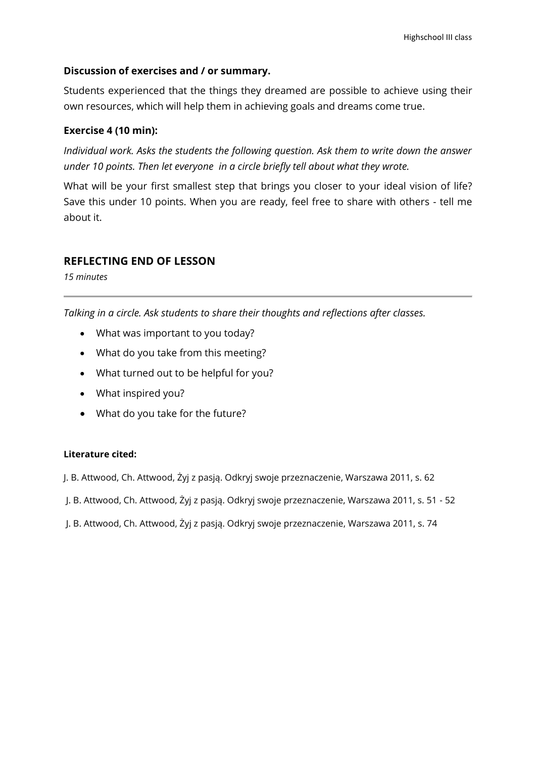**Discussion of exercises and / or summary.**

Students experienced that the things they dreamed are possible to achieve using their own resources, which will help them in achieving goals and dreams come true.

**Exercise 4 (10 min):**

*Individual work. Asks the students the following question. Ask them to write down the answer under 10 points. Then let everyone in a circle briefly tell about what they wrote.*

What will be your first smallest step that brings you closer to your ideal vision of life? Save this under 10 points. When you are ready, feel free to share with others - tell me about it.

## REFLECTING END OF LESSON

*15 minutes*

---

*Talking in a circle. Ask students to share their thoughts and reflections after classes.*

- What was important to you today?
- What do you take from this meeting?
- What turned out to be helpful for you?
- What inspired you?
- What do you take for the future?

**Literature cited:**

J. B. Attwood, Ch. Attwood, Żyj z pasją. Odkryj swoje przeznaczenie, Warszawa 2011, s. 62

J. B. Attwood, Ch. Attwood, Żyj z pasją. Odkryj swoje przeznaczenie, Warszawa 2011, s. 51 - 52

J. B. Attwood, Ch. Attwood, Żyj z pasją. Odkryj swoje przeznaczenie, Warszawa 2011, s. 74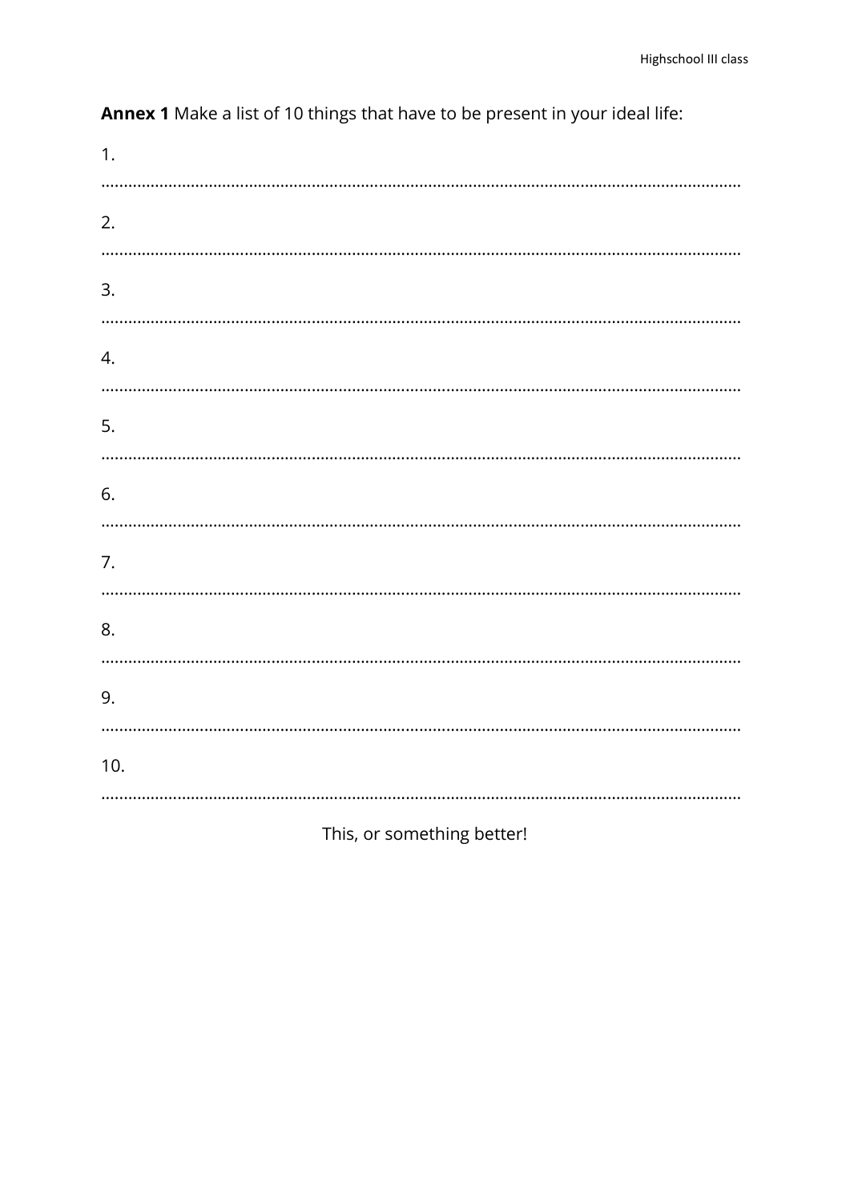**Annex 1** Make a list of 10 things that have to be present in your ideal life:

1.
..............................................................................................................................................

2.
..............................................................................................................................................

3.
..............................................................................................................................................

4.
..............................................................................................................................................

5.
..............................................................................................................................................

6.
..............................................................................................................................................

7.
..............................................................................................................................................

8.
..............................................................................................................................................

9.
..............................................................................................................................................

10.
..............................................................................................................................................

This, or something better!